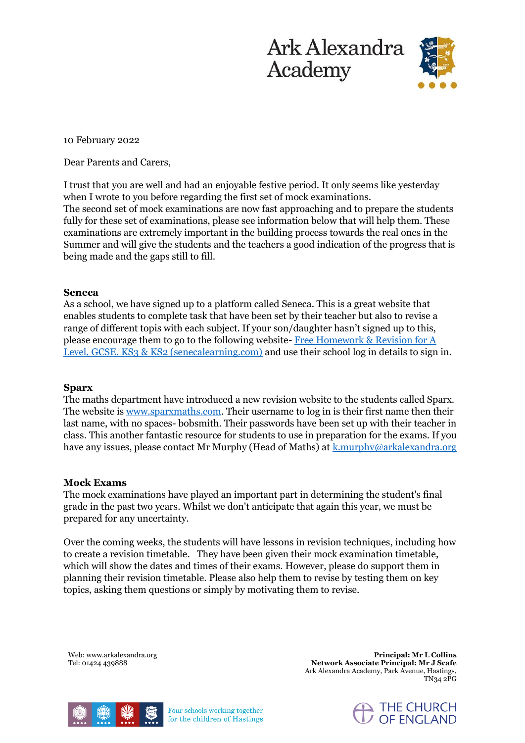# Ark Alexandra Academy

10 February 2022

Dear Parents and Carers,

I trust that you are well and had an enjoyable festive period. It only seems like yesterday when I wrote to you before regarding the first set of mock examinations.
The second set of mock examinations are now fast approaching and to prepare the students fully for these set of examinations, please see information below that will help them. These examinations are extremely important in the building process towards the real ones in the Summer and will give the students and the teachers a good indication of the progress that is being made and the gaps still to fill.

**Seneca**
As a school, we have signed up to a platform called Seneca. This is a great website that enables students to complete task that have been set by their teacher but also to revise a range of different topis with each subject. If your son/daughter hasn't signed up to this, please encourage them to go to the following website- [Free Homework & Revision for A Level, GCSE, KS3 & KS2 (senecalearning.com)](https://senecalearning.com) and use their school log in details to sign in.

**Sparx**
The maths department have introduced a new revision website to the students called Sparx. The website is [www.sparxmaths.com](http://www.sparxmaths.com). Their username to log in is their first name then their last name, with no spaces- bobsmith. Their passwords have been set up with their teacher in class. This another fantastic resource for students to use in preparation for the exams. If you have any issues, please contact Mr Murphy (Head of Maths) at [k.murphy@arkalexandra.org](mailto:k.murphy@arkalexandra.org)

**Mock Exams**
The mock examinations have played an important part in determining the student's final grade in the past two years. Whilst we don't anticipate that again this year, we must be prepared for any uncertainty.

Over the coming weeks, the students will have lessons in revision techniques, including how to create a revision timetable. They have been given their mock examination timetable, which will show the dates and times of their exams. However, please do support them in planning their revision timetable. Please also help them to revise by testing them on key topics, asking them questions or simply by motivating them to revise.

Web: www.arkalexandra.org
Tel: 01424 439888

**Principal: Mr L Collins**
**Network Associate Principal: Mr J Scafe**
Ark Alexandra Academy, Park Avenue, Hastings, TN34 2PG

Four schools working together for the children of Hastings

THE CHURCH OF ENGLAND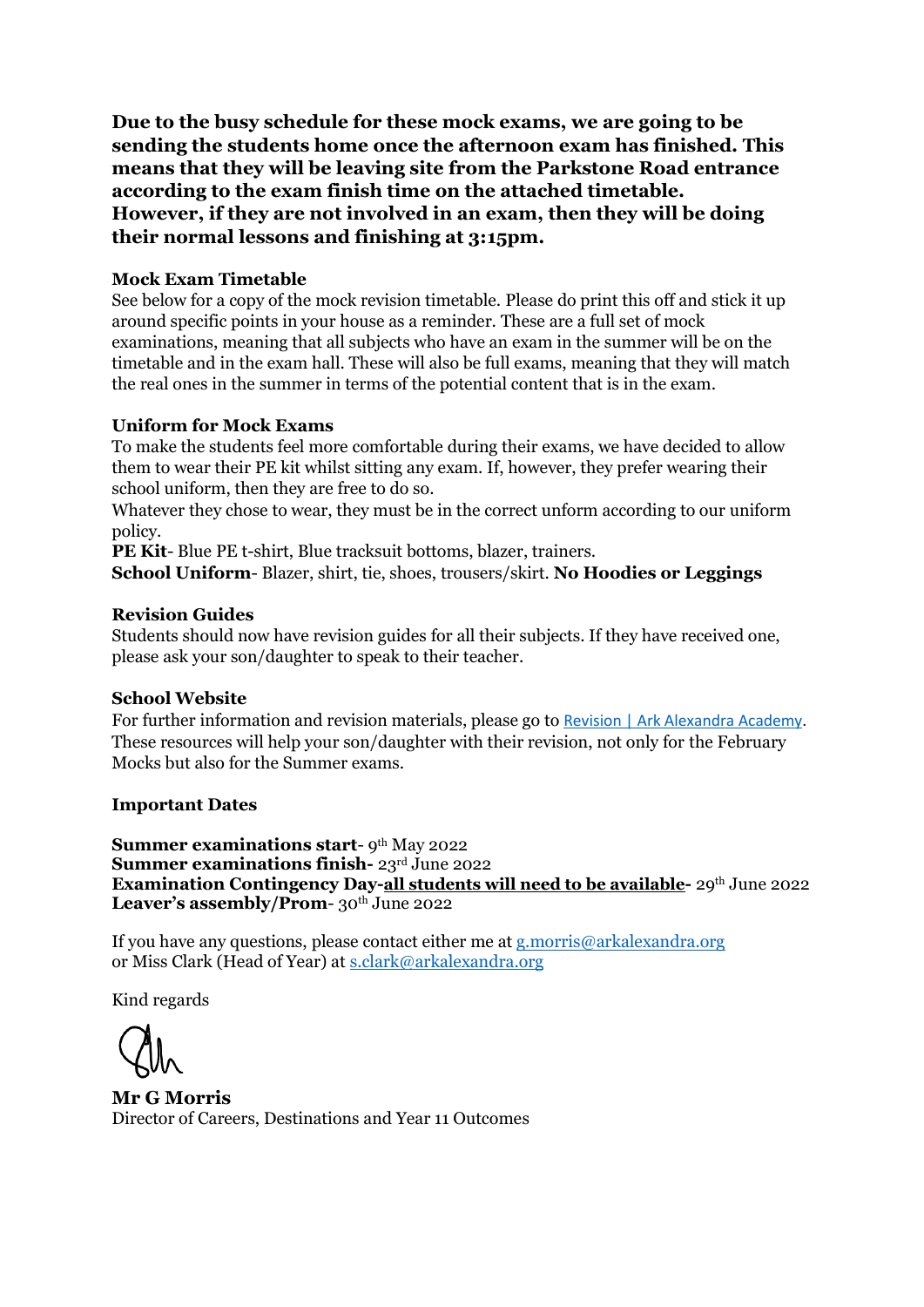**Due to the busy schedule for these mock exams, we are going to be sending the students home once the afternoon exam has finished. This means that they will be leaving site from the Parkstone Road entrance according to the exam finish time on the attached timetable. However, if they are not involved in an exam, then they will be doing their normal lessons and finishing at 3:15pm.**

**Mock Exam Timetable**
See below for a copy of the mock revision timetable. Please do print this off and stick it up around specific points in your house as a reminder. These are a full set of mock examinations, meaning that all subjects who have an exam in the summer will be on the timetable and in the exam hall. These will also be full exams, meaning that they will match the real ones in the summer in terms of the potential content that is in the exam.

**Uniform for Mock Exams**
To make the students feel more comfortable during their exams, we have decided to allow them to wear their PE kit whilst sitting any exam. If, however, they prefer wearing their school uniform, then they are free to do so.
Whatever they chose to wear, they must be in the correct unform according to our uniform policy.
**PE Kit**- Blue PE t-shirt, Blue tracksuit bottoms, blazer, trainers.
**School Uniform**- Blazer, shirt, tie, shoes, trousers/skirt. **No Hoodies or Leggings**

**Revision Guides**
Students should now have revision guides for all their subjects. If they have received one, please ask your son/daughter to speak to their teacher.

**School Website**
For further information and revision materials, please go to Revision | Ark Alexandra Academy. These resources will help your son/daughter with their revision, not only for the February Mocks but also for the Summer exams.

**Important Dates**

**Summer examinations start**- 9th May 2022
**Summer examinations finish-** 23rd June 2022
**Examination Contingency Day-all students will need to be available-** 29th June 2022
**Leaver's assembly/Prom**- 30th June 2022

If you have any questions, please contact either me at g.morris@arkalexandra.org or Miss Clark (Head of Year) at s.clark@arkalexandra.org

Kind regards

**Mr G Morris**
Director of Careers, Destinations and Year 11 Outcomes